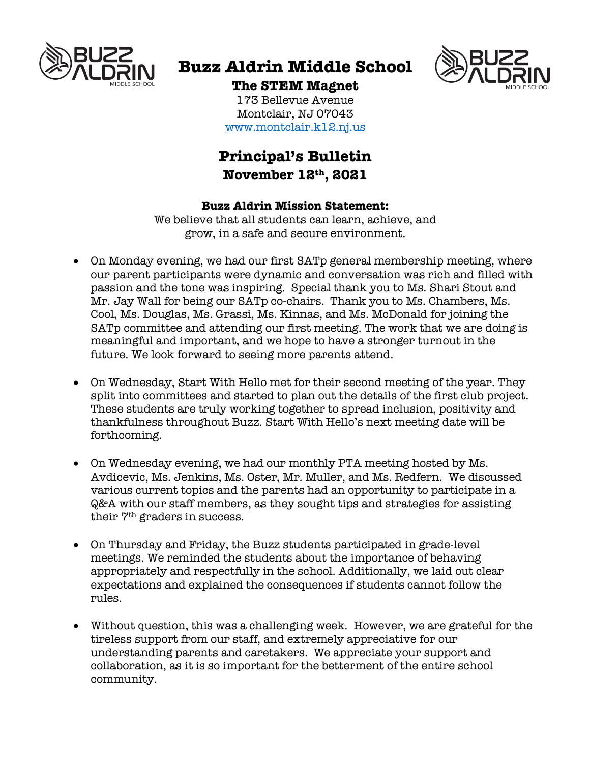# Buzz Aldrin Middle School

**The STEM Magnet**

173 Bellevue Avenue
Montclair, NJ 07043
www.montclair.k12.nj.us

## Principal's Bulletin

**November 12th, 2021**

**Buzz Aldrin Mission Statement:**
We believe that all students can learn, achieve, and grow, in a safe and secure environment.

- On Monday evening, we had our first SATp general membership meeting, where our parent participants were dynamic and conversation was rich and filled with passion and the tone was inspiring. Special thank you to Ms. Shari Stout and Mr. Jay Wall for being our SATp co-chairs. Thank you to Ms. Chambers, Ms. Cool, Ms. Douglas, Ms. Grassi, Ms. Kinnas, and Ms. McDonald for joining the SATp committee and attending our first meeting. The work that we are doing is meaningful and important, and we hope to have a stronger turnout in the future. We look forward to seeing more parents attend.

- On Wednesday, Start With Hello met for their second meeting of the year. They split into committees and started to plan out the details of the first club project. These students are truly working together to spread inclusion, positivity and thankfulness throughout Buzz. Start With Hello's next meeting date will be forthcoming.

- On Wednesday evening, we had our monthly PTA meeting hosted by Ms. Avdicevic, Ms. Jenkins, Ms. Oster, Mr. Muller, and Ms. Redfern. We discussed various current topics and the parents had an opportunity to participate in a Q&A with our staff members, as they sought tips and strategies for assisting their 7th graders in success.

- On Thursday and Friday, the Buzz students participated in grade-level meetings. We reminded the students about the importance of behaving appropriately and respectfully in the school. Additionally, we laid out clear expectations and explained the consequences if students cannot follow the rules.

- Without question, this was a challenging week. However, we are grateful for the tireless support from our staff, and extremely appreciative for our understanding parents and caretakers. We appreciate your support and collaboration, as it is so important for the betterment of the entire school community.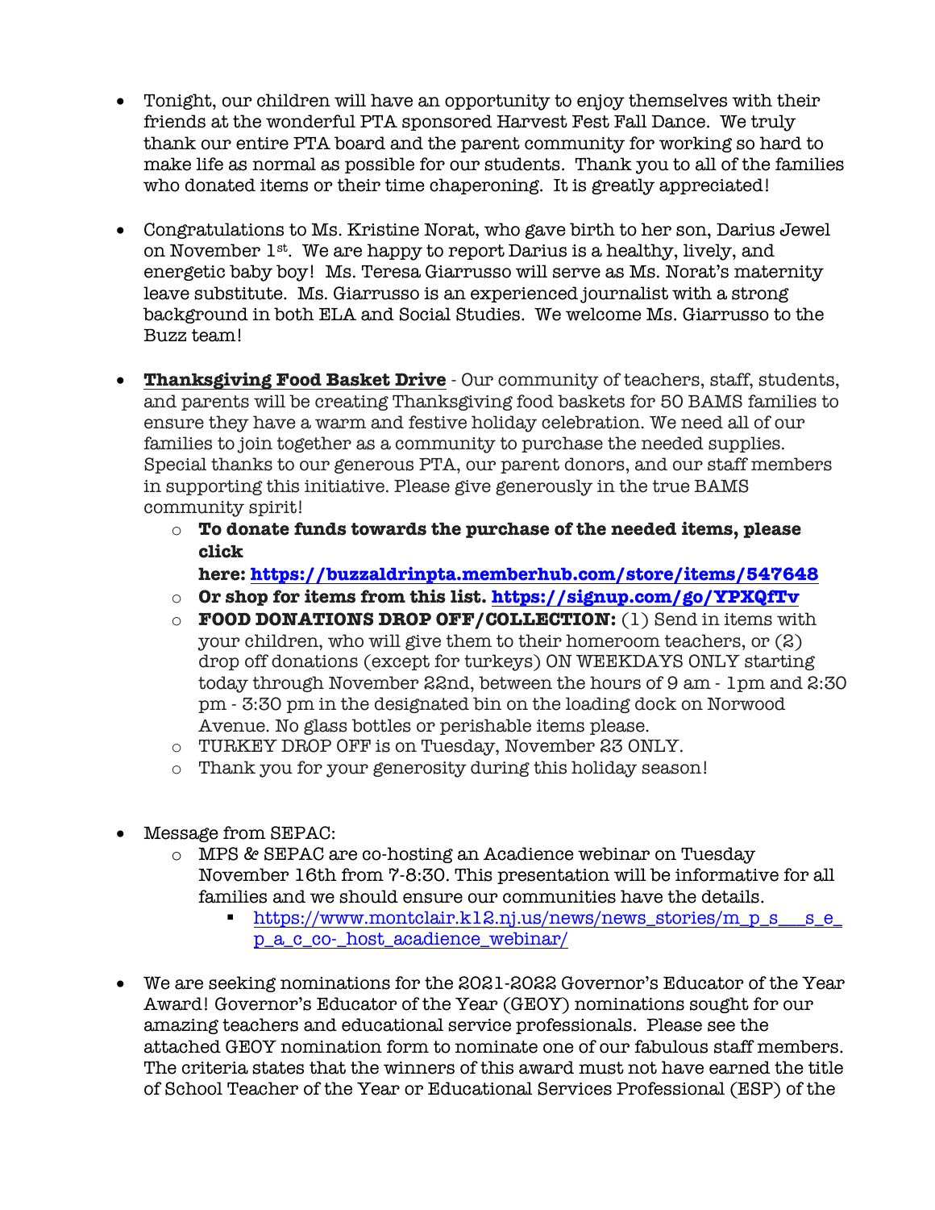- Tonight, our children will have an opportunity to enjoy themselves with their friends at the wonderful PTA sponsored Harvest Fest Fall Dance. We truly thank our entire PTA board and the parent community for working so hard to make life as normal as possible for our students. Thank you to all of the families who donated items or their time chaperoning. It is greatly appreciated!

- Congratulations to Ms. Kristine Norat, who gave birth to her son, Darius Jewel on November 1st. We are happy to report Darius is a healthy, lively, and energetic baby boy! Ms. Teresa Giarrusso will serve as Ms. Norat's maternity leave substitute. Ms. Giarrusso is an experienced journalist with a strong background in both ELA and Social Studies. We welcome Ms. Giarrusso to the Buzz team!

- **Thanksgiving Food Basket Drive** - Our community of teachers, staff, students, and parents will be creating Thanksgiving food baskets for 50 BAMS families to ensure they have a warm and festive holiday celebration. We need all of our families to join together as a community to purchase the needed supplies. Special thanks to our generous PTA, our parent donors, and our staff members in supporting this initiative. Please give generously in the true BAMS community spirit!
    - **To donate funds towards the purchase of the needed items, please click here: https://buzzaldrinpta.memberhub.com/store/items/547648**
    - **Or shop for items from this list. https://signup.com/go/YPXQfTv**
    - **FOOD DONATIONS DROP OFF/COLLECTION:** (1) Send in items with your children, who will give them to their homeroom teachers, or (2) drop off donations (except for turkeys) ON WEEKDAYS ONLY starting today through November 22nd, between the hours of 9 am - 1pm and 2:30 pm - 3:30 pm in the designated bin on the loading dock on Norwood Avenue. No glass bottles or perishable items please.
    - TURKEY DROP OFF is on Tuesday, November 23 ONLY.
    - Thank you for your generosity during this holiday season!

- Message from SEPAC:
    - MPS & SEPAC are co-hosting an Acadience webinar on Tuesday November 16th from 7-8:30. This presentation will be informative for all families and we should ensure our communities have the details.
        - https://www.montclair.k12.nj.us/news/news_stories/m_p_s___s_e_p_a_c_co-_host_acadience_webinar/

- We are seeking nominations for the 2021-2022 Governor's Educator of the Year Award! Governor's Educator of the Year (GEOY) nominations sought for our amazing teachers and educational service professionals. Please see the attached GEOY nomination form to nominate one of our fabulous staff members. The criteria states that the winners of this award must not have earned the title of School Teacher of the Year or Educational Services Professional (ESP) of the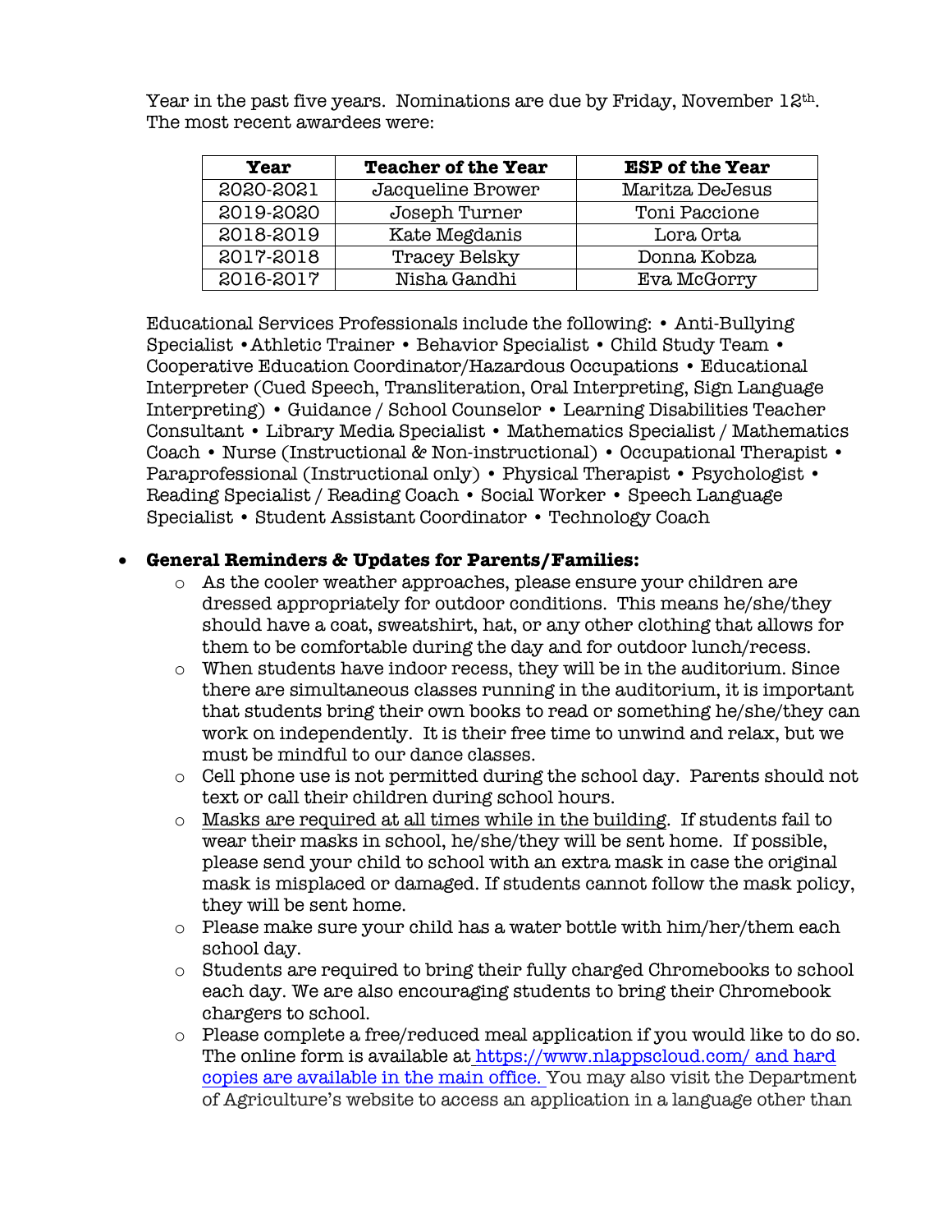Year in the past five years. Nominations are due by Friday, November 12th. The most recent awardees were:

| Year | Teacher of the Year | ESP of the Year |
|---|---|---|
| 2020-2021 | Jacqueline Brower | Maritza DeJesus |
| 2019-2020 | Joseph Turner | Toni Paccione |
| 2018-2019 | Kate Megdanis | Lora Orta |
| 2017-2018 | Tracey Belsky | Donna Kobza |
| 2016-2017 | Nisha Gandhi | Eva McGorry |

Educational Services Professionals include the following: • Anti-Bullying Specialist • Athletic Trainer • Behavior Specialist • Child Study Team • Cooperative Education Coordinator/Hazardous Occupations • Educational Interpreter (Cued Speech, Transliteration, Oral Interpreting, Sign Language Interpreting) • Guidance / School Counselor • Learning Disabilities Teacher Consultant • Library Media Specialist • Mathematics Specialist / Mathematics Coach • Nurse (Instructional & Non-instructional) • Occupational Therapist • Paraprofessional (Instructional only) • Physical Therapist • Psychologist • Reading Specialist / Reading Coach • Social Worker • Speech Language Specialist • Student Assistant Coordinator • Technology Coach

- **General Reminders & Updates for Parents/Families:**
  - As the cooler weather approaches, please ensure your children are dressed appropriately for outdoor conditions. This means he/she/they should have a coat, sweatshirt, hat, or any other clothing that allows for them to be comfortable during the day and for outdoor lunch/recess.
  - When students have indoor recess, they will be in the auditorium. Since there are simultaneous classes running in the auditorium, it is important that students bring their own books to read or something he/she/they can work on independently. It is their free time to unwind and relax, but we must be mindful to our dance classes.
  - Cell phone use is not permitted during the school day. Parents should not text or call their children during school hours.
  - Masks are required at all times while in the building. If students fail to wear their masks in school, he/she/they will be sent home. If possible, please send your child to school with an extra mask in case the original mask is misplaced or damaged. If students cannot follow the mask policy, they will be sent home.
  - Please make sure your child has a water bottle with him/her/them each school day.
  - Students are required to bring their fully charged Chromebooks to school each day. We are also encouraging students to bring their Chromebook chargers to school.
  - Please complete a free/reduced meal application if you would like to do so. The online form is available at https://www.nlappscloud.com/ and hard copies are available in the main office. You may also visit the Department of Agriculture's website to access an application in a language other than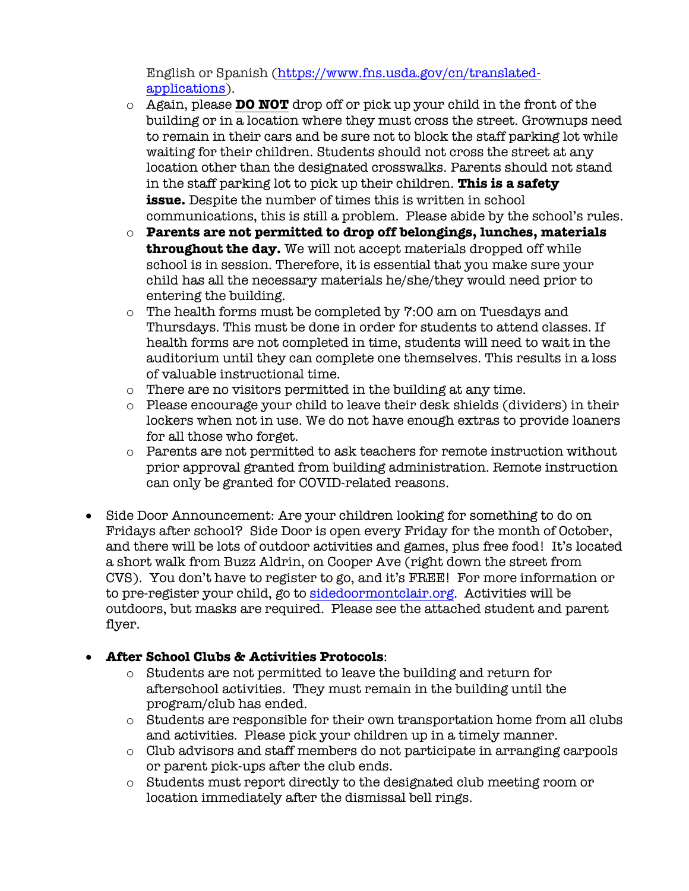English or Spanish ([https://www.fns.usda.gov/cn/translated-applications](https://www.fns.usda.gov/cn/translated-applications)).
  - Again, please **DO NOT** drop off or pick up your child in the front of the building or in a location where they must cross the street. Grownups need to remain in their cars and be sure not to block the staff parking lot while waiting for their children. Students should not cross the street at any location other than the designated crosswalks. Parents should not stand in the staff parking lot to pick up their children. **This is a safety issue.** Despite the number of times this is written in school communications, this is still a problem. Please abide by the school's rules.
  - **Parents are not permitted to drop off belongings, lunches, materials throughout the day.** We will not accept materials dropped off while school is in session. Therefore, it is essential that you make sure your child has all the necessary materials he/she/they would need prior to entering the building.
  - The health forms must be completed by 7:00 am on Tuesdays and Thursdays. This must be done in order for students to attend classes. If health forms are not completed in time, students will need to wait in the auditorium until they can complete one themselves. This results in a loss of valuable instructional time.
  - There are no visitors permitted in the building at any time.
  - Please encourage your child to leave their desk shields (dividers) in their lockers when not in use. We do not have enough extras to provide loaners for all those who forget.
  - Parents are not permitted to ask teachers for remote instruction without prior approval granted from building administration. Remote instruction can only be granted for COVID-related reasons.

- Side Door Announcement: Are your children looking for something to do on Fridays after school? Side Door is open every Friday for the month of October, and there will be lots of outdoor activities and games, plus free food! It's located a short walk from Buzz Aldrin, on Cooper Ave (right down the street from CVS). You don't have to register to go, and it's FREE! For more information or to pre-register your child, go to [sidedoormontclair.org](sidedoormontclair.org). Activities will be outdoors, but masks are required. Please see the attached student and parent flyer.

- **After School Clubs & Activities Protocols**:
  - Students are not permitted to leave the building and return for afterschool activities. They must remain in the building until the program/club has ended.
  - Students are responsible for their own transportation home from all clubs and activities. Please pick your children up in a timely manner.
  - Club advisors and staff members do not participate in arranging carpools or parent pick-ups after the club ends.
  - Students must report directly to the designated club meeting room or location immediately after the dismissal bell rings.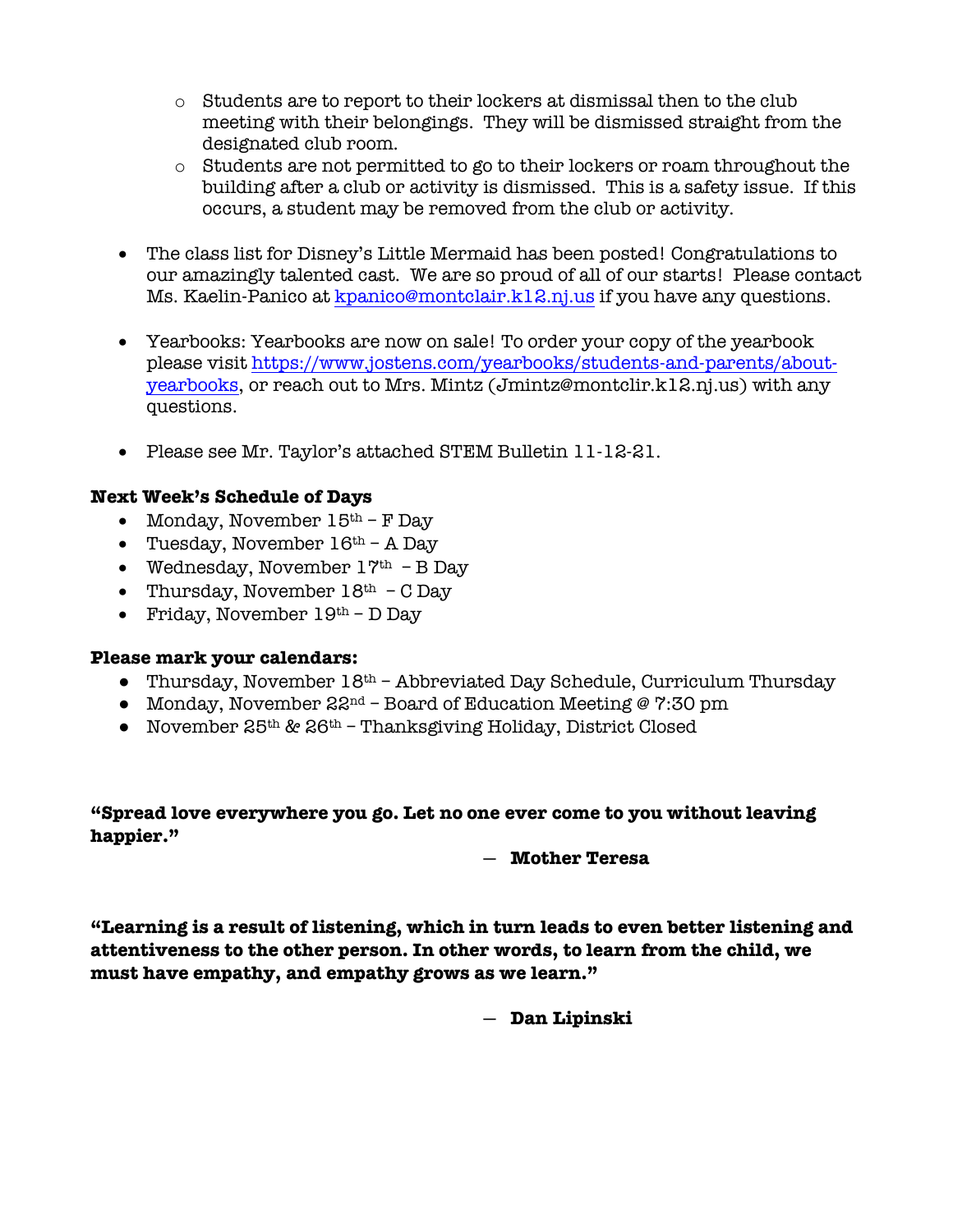- Students are to report to their lockers at dismissal then to the club meeting with their belongings. They will be dismissed straight from the designated club room.
  - Students are not permitted to go to their lockers or roam throughout the building after a club or activity is dismissed. This is a safety issue. If this occurs, a student may be removed from the club or activity.

- The class list for Disney's Little Mermaid has been posted! Congratulations to our amazingly talented cast. We are so proud of all of our starts! Please contact Ms. Kaelin-Panico at kpanico@montclair.k12.nj.us if you have any questions.

- Yearbooks: Yearbooks are now on sale! To order your copy of the yearbook please visit https://www.jostens.com/yearbooks/students-and-parents/about-yearbooks, or reach out to Mrs. Mintz (Jmintz@montclir.k12.nj.us) with any questions.

- Please see Mr. Taylor's attached STEM Bulletin 11-12-21.

**Next Week's Schedule of Days**

- Monday, November 15th – F Day
- Tuesday, November 16th – A Day
- Wednesday, November 17th – B Day
- Thursday, November 18th – C Day
- Friday, November 19th – D Day

**Please mark your calendars:**

- Thursday, November 18th – Abbreviated Day Schedule, Curriculum Thursday
- Monday, November 22nd – Board of Education Meeting @ 7:30 pm
- November 25th & 26th – Thanksgiving Holiday, District Closed

**"Spread love everywhere you go. Let no one ever come to you without leaving happier."**

― **Mother Teresa**

**"Learning is a result of listening, which in turn leads to even better listening and attentiveness to the other person. In other words, to learn from the child, we must have empathy, and empathy grows as we learn."**

― **Dan Lipinski**